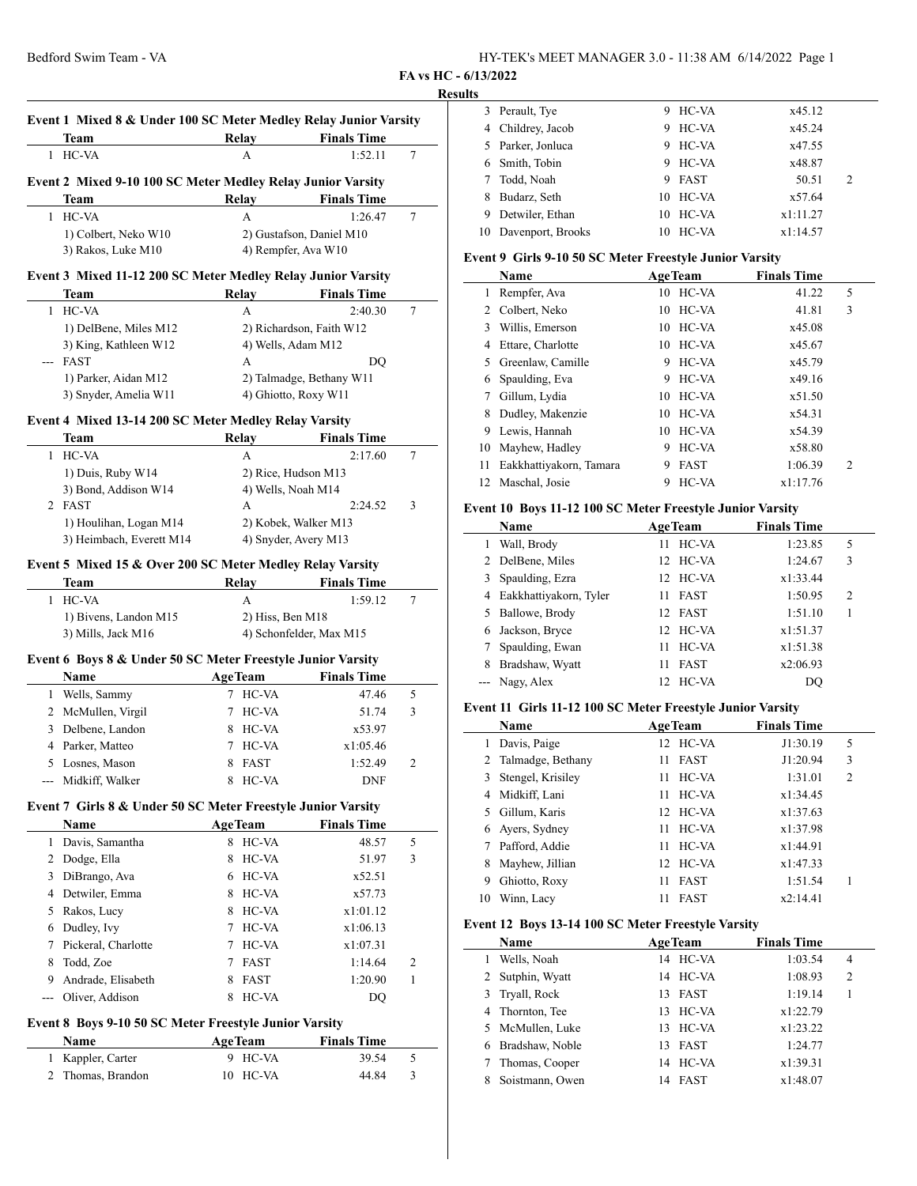**FA vs HC - 6/13/2022**

**Results**

### Event 1 Mixed 8 & Under 100 SC Meter Medley Relay Junior Varsity

| | Team | Relay | Finals Time | |
|---|---|---|---|---|
| 1 | HC-VA | A | 1:52.11 | 7 |

### Event 2 Mixed 9-10 100 SC Meter Medley Relay Junior Varsity

| | Team | Relay | Finals Time | |
|---|---|---|---|---|
| 1 | HC-VA | A | 1:26.47 | 7 |
| | 1) Colbert, Neko W10 | 2) Gustafson, Daniel M10 | | |
| | 3) Rakos, Luke M10 | 4) Rempfer, Ava W10 | | |

### Event 3 Mixed 11-12 200 SC Meter Medley Relay Junior Varsity

| | Team | Relay | Finals Time | |
|---|---|---|---|---|
| 1 | HC-VA | A | 2:40.30 | 7 |
| | 1) DelBene, Miles M12 | 2) Richardson, Faith W12 | | |
| | 3) King, Kathleen W12 | 4) Wells, Adam M12 | | |
| --- | FAST | A | DQ | |
| | 1) Parker, Aidan M12 | 2) Talmadge, Bethany W11 | | |
| | 3) Snyder, Amelia W11 | 4) Ghiotto, Roxy W11 | | |

### Event 4 Mixed 13-14 200 SC Meter Medley Relay Varsity

| | Team | Relay | Finals Time | |
|---|---|---|---|---|
| 1 | HC-VA | A | 2:17.60 | 7 |
| | 1) Duis, Ruby W14 | 2) Rice, Hudson M13 | | |
| | 3) Bond, Addison W14 | 4) Wells, Noah M14 | | |
| 2 | FAST | A | 2:24.52 | 3 |
| | 1) Houlihan, Logan M14 | 2) Kobek, Walker M13 | | |
| | 3) Heimbach, Everett M14 | 4) Snyder, Avery M13 | | |

### Event 5 Mixed 15 & Over 200 SC Meter Medley Relay Varsity

| | Team | Relay | Finals Time | |
|---|---|---|---|---|
| 1 | HC-VA | A | 1:59.12 | 7 |
| | 1) Bivens, Landon M15 | 2) Hiss, Ben M18 | | |
| | 3) Mills, Jack M16 | 4) Schonfelder, Max M15 | | |

### Event 6 Boys 8 & Under 50 SC Meter Freestyle Junior Varsity

| | Name | Age | Team | Finals Time | |
|---|---|---|---|---|---|
| 1 | Wells, Sammy | 7 | HC-VA | 47.46 | 5 |
| 2 | McMullen, Virgil | 7 | HC-VA | 51.74 | 3 |
| 3 | Delbene, Landon | 8 | HC-VA | x53.97 | |
| 4 | Parker, Matteo | 7 | HC-VA | x1:05.46 | |
| 5 | Losnes, Mason | 8 | FAST | 1:52.49 | 2 |
| --- | Midkiff, Walker | 8 | HC-VA | DNF | |

### Event 7 Girls 8 & Under 50 SC Meter Freestyle Junior Varsity

| | Name | Age | Team | Finals Time | |
|---|---|---|---|---|---|
| 1 | Davis, Samantha | 8 | HC-VA | 48.57 | 5 |
| 2 | Dodge, Ella | 8 | HC-VA | 51.97 | 3 |
| 3 | DiBrango, Ava | 6 | HC-VA | x52.51 | |
| 4 | Detwiler, Emma | 8 | HC-VA | x57.73 | |
| 5 | Rakos, Lucy | 8 | HC-VA | x1:01.12 | |
| 6 | Dudley, Ivy | 7 | HC-VA | x1:06.13 | |
| 7 | Pickeral, Charlotte | 7 | HC-VA | x1:07.31 | |
| 8 | Todd, Zoe | 7 | FAST | 1:14.64 | 2 |
| 9 | Andrade, Elisabeth | 8 | FAST | 1:20.90 | 1 |
| --- | Oliver, Addison | 8 | HC-VA | DQ | |

### Event 8 Boys 9-10 50 SC Meter Freestyle Junior Varsity

| | Name | Age | Team | Finals Time | |
|---|---|---|---|---|---|
| 1 | Kappler, Carter | 9 | HC-VA | 39.54 | 5 |
| 2 | Thomas, Brandon | 10 | HC-VA | 44.84 | 3 |
| 3 | Perault, Tye | 9 | HC-VA | x45.12 | |
| 4 | Childrey, Jacob | 9 | HC-VA | x45.24 | |
| 5 | Parker, Jonluca | 9 | HC-VA | x47.55 | |
| 6 | Smith, Tobin | 9 | HC-VA | x48.87 | |
| 7 | Todd, Noah | 9 | FAST | 50.51 | 2 |
| 8 | Budarz, Seth | 10 | HC-VA | x57.64 | |
| 9 | Detwiler, Ethan | 10 | HC-VA | x1:11.27 | |
| 10 | Davenport, Brooks | 10 | HC-VA | x1:14.57 | |

### Event 9 Girls 9-10 50 SC Meter Freestyle Junior Varsity

| | Name | Age | Team | Finals Time | |
|---|---|---|---|---|---|
| 1 | Rempfer, Ava | 10 | HC-VA | 41.22 | 5 |
| 2 | Colbert, Neko | 10 | HC-VA | 41.81 | 3 |
| 3 | Willis, Emerson | 10 | HC-VA | x45.08 | |
| 4 | Ettare, Charlotte | 10 | HC-VA | x45.67 | |
| 5 | Greenlaw, Camille | 9 | HC-VA | x45.79 | |
| 6 | Spaulding, Eva | 9 | HC-VA | x49.16 | |
| 7 | Gillum, Lydia | 10 | HC-VA | x51.50 | |
| 8 | Dudley, Makenzie | 10 | HC-VA | x54.31 | |
| 9 | Lewis, Hannah | 10 | HC-VA | x54.39 | |
| 10 | Mayhew, Hadley | 9 | HC-VA | x58.80 | |
| 11 | Eakkhattiyakorn, Tamara | 9 | FAST | 1:06.39 | 2 |
| 12 | Maschal, Josie | 9 | HC-VA | x1:17.76 | |

### Event 10 Boys 11-12 100 SC Meter Freestyle Junior Varsity

| | Name | Age | Team | Finals Time | |
|---|---|---|---|---|---|
| 1 | Wall, Brody | 11 | HC-VA | 1:23.85 | 5 |
| 2 | DelBene, Miles | 12 | HC-VA | 1:24.67 | 3 |
| 3 | Spaulding, Ezra | 12 | HC-VA | x1:33.44 | |
| 4 | Eakkhattiyakorn, Tyler | 11 | FAST | 1:50.95 | 2 |
| 5 | Ballowe, Brody | 12 | FAST | 1:51.10 | 1 |
| 6 | Jackson, Bryce | 12 | HC-VA | x1:51.37 | |
| 7 | Spaulding, Ewan | 11 | HC-VA | x1:51.38 | |
| 8 | Bradshaw, Wyatt | 11 | FAST | x2:06.93 | |
| --- | Nagy, Alex | 12 | HC-VA | DQ | |

### Event 11 Girls 11-12 100 SC Meter Freestyle Junior Varsity

| | Name | Age | Team | Finals Time | |
|---|---|---|---|---|---|
| 1 | Davis, Paige | 12 | HC-VA | J1:30.19 | 5 |
| 2 | Talmadge, Bethany | 11 | FAST | J1:20.94 | 3 |
| 3 | Stengel, Krisiley | 11 | HC-VA | 1:31.01 | 2 |
| 4 | Midkiff, Lani | 11 | HC-VA | x1:34.45 | |
| 5 | Gillum, Karis | 12 | HC-VA | x1:37.63 | |
| 6 | Ayers, Sydney | 11 | HC-VA | x1:37.98 | |
| 7 | Pafford, Addie | 11 | HC-VA | x1:44.91 | |
| 8 | Mayhew, Jillian | 12 | HC-VA | x1:47.33 | |
| 9 | Ghiotto, Roxy | 11 | FAST | 1:51.54 | 1 |
| 10 | Winn, Lacy | 11 | FAST | x2:14.41 | |

### Event 12 Boys 13-14 100 SC Meter Freestyle Varsity

| | Name | Age | Team | Finals Time | |
|---|---|---|---|---|---|
| 1 | Wells, Noah | 14 | HC-VA | 1:03.54 | 4 |
| 2 | Sutphin, Wyatt | 14 | HC-VA | 1:08.93 | 2 |
| 3 | Tryall, Rock | 13 | FAST | 1:19.14 | 1 |
| 4 | Thornton, Tee | 13 | HC-VA | x1:22.79 | |
| 5 | McMullen, Luke | 13 | HC-VA | x1:23.22 | |
| 6 | Bradshaw, Noble | 13 | FAST | 1:24.77 | |
| 7 | Thomas, Cooper | 14 | HC-VA | x1:39.31 | |
| 8 | Soistmann, Owen | 14 | FAST | x1:48.07 | |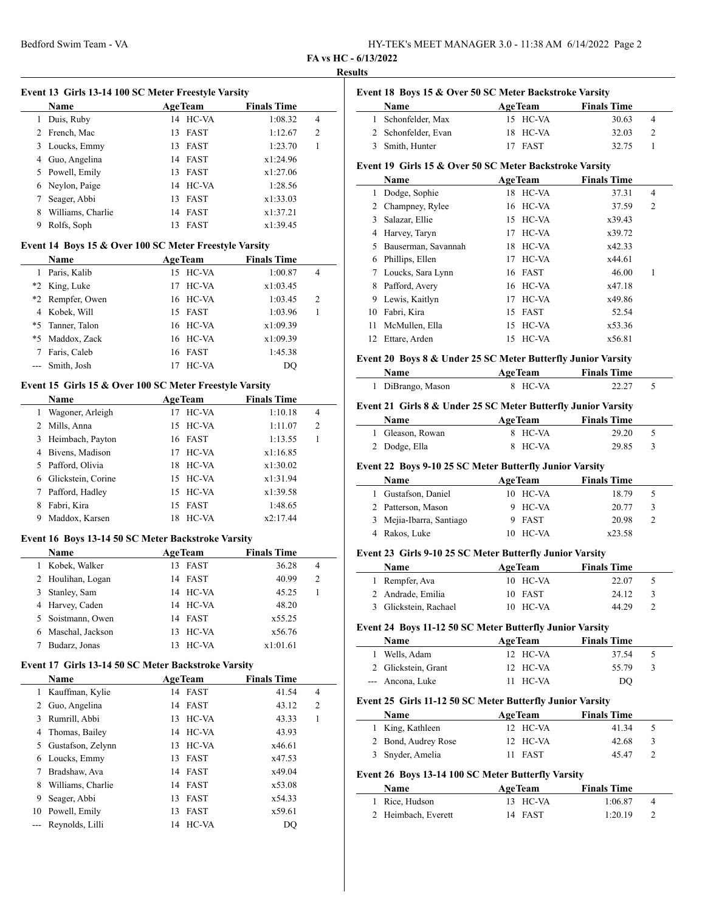**FA vs HC - 6/13/2022**

**Results**

### Event 13 Girls 13-14 100 SC Meter Freestyle Varsity

| | Name | Age | Team | Finals Time | |
|---|---|---|---|---|---|
| 1 | Duis, Ruby | 14 | HC-VA | 1:08.32 | 4 |
| 2 | French, Mac | 13 | FAST | 1:12.67 | 2 |
| 3 | Loucks, Emmy | 13 | FAST | 1:23.70 | 1 |
| 4 | Guo, Angelina | 14 | FAST | x1:24.96 | |
| 5 | Powell, Emily | 13 | FAST | x1:27.06 | |
| 6 | Neylon, Paige | 14 | HC-VA | 1:28.56 | |
| 7 | Seager, Abbi | 13 | FAST | x1:33.03 | |
| 8 | Williams, Charlie | 14 | FAST | x1:37.21 | |
| 9 | Rolfs, Soph | 13 | FAST | x1:39.45 | |

### Event 14 Boys 15 & Over 100 SC Meter Freestyle Varsity

| | Name | Age | Team | Finals Time | |
|---|---|---|---|---|---|
| 1 | Paris, Kalib | 15 | HC-VA | 1:00.87 | 4 |
| *2 | King, Luke | 17 | HC-VA | x1:03.45 | |
| *2 | Rempfer, Owen | 16 | HC-VA | 1:03.45 | 2 |
| 4 | Kobek, Will | 15 | FAST | 1:03.96 | 1 |
| *5 | Tanner, Talon | 16 | HC-VA | x1:09.39 | |
| *5 | Maddox, Zack | 16 | HC-VA | x1:09.39 | |
| 7 | Faris, Caleb | 16 | FAST | 1:45.38 | |
| --- | Smith, Josh | 17 | HC-VA | DQ | |

### Event 15 Girls 15 & Over 100 SC Meter Freestyle Varsity

| | Name | Age | Team | Finals Time | |
|---|---|---|---|---|---|
| 1 | Wagoner, Arleigh | 17 | HC-VA | 1:10.18 | 4 |
| 2 | Mills, Anna | 15 | HC-VA | 1:11.07 | 2 |
| 3 | Heimbach, Payton | 16 | FAST | 1:13.55 | 1 |
| 4 | Bivens, Madison | 17 | HC-VA | x1:16.85 | |
| 5 | Pafford, Olivia | 18 | HC-VA | x1:30.02 | |
| 6 | Glickstein, Corine | 15 | HC-VA | x1:31.94 | |
| 7 | Pafford, Hadley | 15 | HC-VA | x1:39.58 | |
| 8 | Fabri, Kira | 15 | FAST | 1:48.65 | |
| 9 | Maddox, Karsen | 18 | HC-VA | x2:17.44 | |

### Event 16 Boys 13-14 50 SC Meter Backstroke Varsity

| | Name | Age | Team | Finals Time | |
|---|---|---|---|---|---|
| 1 | Kobek, Walker | 13 | FAST | 36.28 | 4 |
| 2 | Houlihan, Logan | 14 | FAST | 40.99 | 2 |
| 3 | Stanley, Sam | 14 | HC-VA | 45.25 | 1 |
| 4 | Harvey, Caden | 14 | HC-VA | 48.20 | |
| 5 | Soistmann, Owen | 14 | FAST | x55.25 | |
| 6 | Maschal, Jackson | 13 | HC-VA | x56.76 | |
| 7 | Budarz, Jonas | 13 | HC-VA | x1:01.61 | |

### Event 17 Girls 13-14 50 SC Meter Backstroke Varsity

| | Name | Age | Team | Finals Time | |
|---|---|---|---|---|---|
| 1 | Kauffman, Kylie | 14 | FAST | 41.54 | 4 |
| 2 | Guo, Angelina | 14 | FAST | 43.12 | 2 |
| 3 | Rumrill, Abbi | 13 | HC-VA | 43.33 | 1 |
| 4 | Thomas, Bailey | 14 | HC-VA | 43.93 | |
| 5 | Gustafson, Zelynn | 13 | HC-VA | x46.61 | |
| 6 | Loucks, Emmy | 13 | FAST | x47.53 | |
| 7 | Bradshaw, Ava | 14 | FAST | x49.04 | |
| 8 | Williams, Charlie | 14 | FAST | x53.08 | |
| 9 | Seager, Abbi | 13 | FAST | x54.33 | |
| 10 | Powell, Emily | 13 | FAST | x59.61 | |
| --- | Reynolds, Lilli | 14 | HC-VA | DQ | |

### Event 18 Boys 15 & Over 50 SC Meter Backstroke Varsity

| | Name | Age | Team | Finals Time | |
|---|---|---|---|---|---|
| 1 | Schonfelder, Max | 15 | HC-VA | 30.63 | 4 |
| 2 | Schonfelder, Evan | 18 | HC-VA | 32.03 | 2 |
| 3 | Smith, Hunter | 17 | FAST | 32.75 | 1 |

### Event 19 Girls 15 & Over 50 SC Meter Backstroke Varsity

| | Name | Age | Team | Finals Time | |
|---|---|---|---|---|---|
| 1 | Dodge, Sophie | 18 | HC-VA | 37.31 | 4 |
| 2 | Champney, Rylee | 16 | HC-VA | 37.59 | 2 |
| 3 | Salazar, Ellie | 15 | HC-VA | x39.43 | |
| 4 | Harvey, Taryn | 17 | HC-VA | x39.72 | |
| 5 | Bauserman, Savannah | 18 | HC-VA | x42.33 | |
| 6 | Phillips, Ellen | 17 | HC-VA | x44.61 | |
| 7 | Loucks, Sara Lynn | 16 | FAST | 46.00 | 1 |
| 8 | Pafford, Avery | 16 | HC-VA | x47.18 | |
| 9 | Lewis, Kaitlyn | 17 | HC-VA | x49.86 | |
| 10 | Fabri, Kira | 15 | FAST | 52.54 | |
| 11 | McMullen, Ella | 15 | HC-VA | x53.36 | |
| 12 | Ettare, Arden | 15 | HC-VA | x56.81 | |

### Event 20 Boys 8 & Under 25 SC Meter Butterfly Junior Varsity

| | Name | Age | Team | Finals Time | |
|---|---|---|---|---|---|
| 1 | DiBrango, Mason | 8 | HC-VA | 22.27 | 5 |

### Event 21 Girls 8 & Under 25 SC Meter Butterfly Junior Varsity

| | Name | Age | Team | Finals Time | |
|---|---|---|---|---|---|
| 1 | Gleason, Rowan | 8 | HC-VA | 29.20 | 5 |
| 2 | Dodge, Ella | 8 | HC-VA | 29.85 | 3 |

### Event 22 Boys 9-10 25 SC Meter Butterfly Junior Varsity

| | Name | Age | Team | Finals Time | |
|---|---|---|---|---|---|
| 1 | Gustafson, Daniel | 10 | HC-VA | 18.79 | 5 |
| 2 | Patterson, Mason | 9 | HC-VA | 20.77 | 3 |
| 3 | Mejia-Ibarra, Santiago | 9 | FAST | 20.98 | 2 |
| 4 | Rakos, Luke | 10 | HC-VA | x23.58 | |

### Event 23 Girls 9-10 25 SC Meter Butterfly Junior Varsity

| | Name | Age | Team | Finals Time | |
|---|---|---|---|---|---|
| 1 | Rempfer, Ava | 10 | HC-VA | 22.07 | 5 |
| 2 | Andrade, Emilia | 10 | FAST | 24.12 | 3 |
| 3 | Glickstein, Rachael | 10 | HC-VA | 44.29 | 2 |

### Event 24 Boys 11-12 50 SC Meter Butterfly Junior Varsity

| | Name | Age | Team | Finals Time | |
|---|---|---|---|---|---|
| 1 | Wells, Adam | 12 | HC-VA | 37.54 | 5 |
| 2 | Glickstein, Grant | 12 | HC-VA | 55.79 | 3 |
| --- | Ancona, Luke | 11 | HC-VA | DQ | |

### Event 25 Girls 11-12 50 SC Meter Butterfly Junior Varsity

| | Name | Age | Team | Finals Time | |
|---|---|---|---|---|---|
| 1 | King, Kathleen | 12 | HC-VA | 41.34 | 5 |
| 2 | Bond, Audrey Rose | 12 | HC-VA | 42.68 | 3 |
| 3 | Snyder, Amelia | 11 | FAST | 45.47 | 2 |

### Event 26 Boys 13-14 100 SC Meter Butterfly Varsity

| | Name | Age | Team | Finals Time | |
|---|---|---|---|---|---|
| 1 | Rice, Hudson | 13 | HC-VA | 1:06.87 | 4 |
| 2 | Heimbach, Everett | 14 | FAST | 1:20.19 | 2 |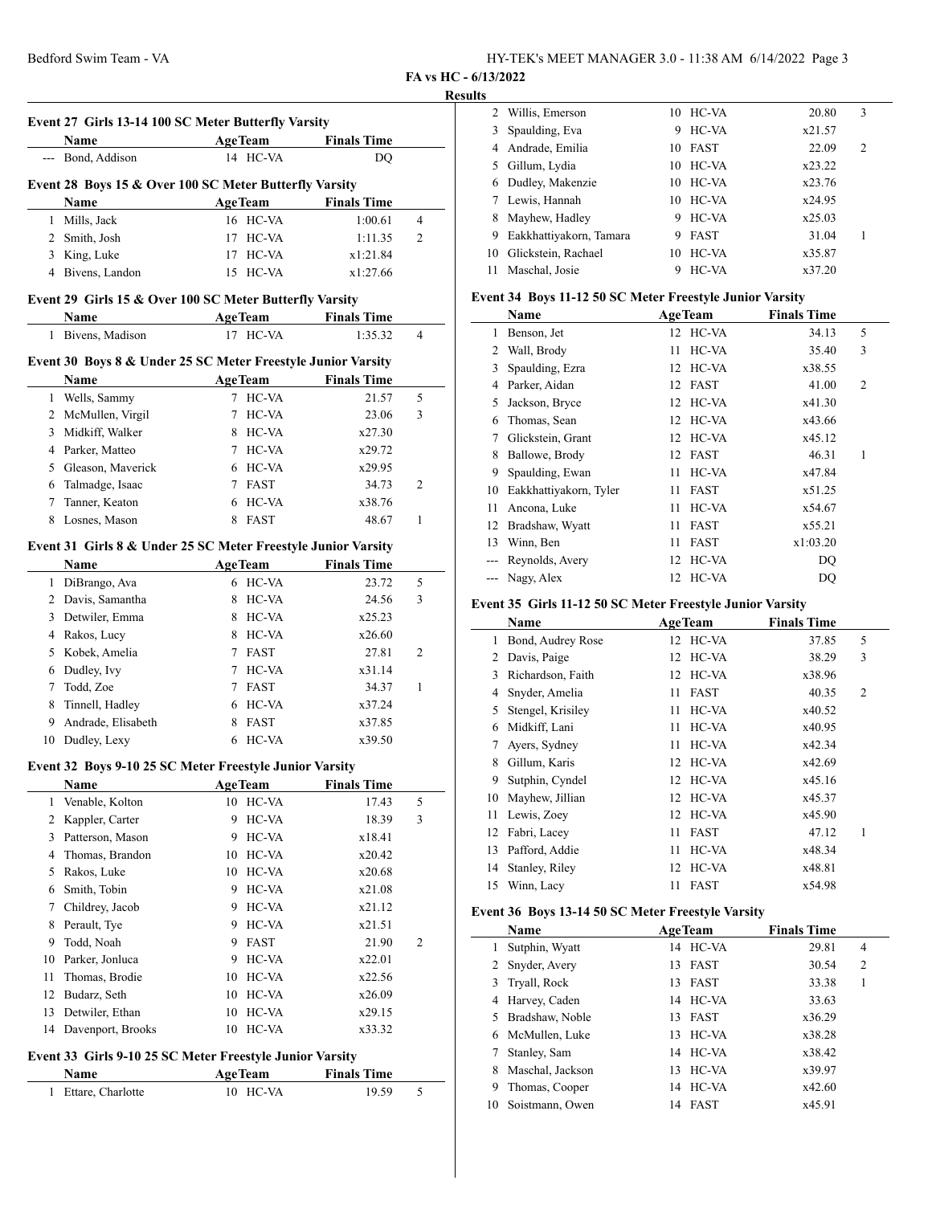**FA vs HC - 6/13/2022**

**Results**

### Event 27 Girls 13-14 100 SC Meter Butterfly Varsity

| | Name | Age | Team | Finals Time | |
|---|---|---|---|---|---|
| --- | Bond, Addison | 14 | HC-VA | DQ | |

### Event 28 Boys 15 & Over 100 SC Meter Butterfly Varsity

| | Name | Age | Team | Finals Time | |
|---|---|---|---|---|---|
| 1 | Mills, Jack | 16 | HC-VA | 1:00.61 | 4 |
| 2 | Smith, Josh | 17 | HC-VA | 1:11.35 | 2 |
| 3 | King, Luke | 17 | HC-VA | x1:21.84 | |
| 4 | Bivens, Landon | 15 | HC-VA | x1:27.66 | |

### Event 29 Girls 15 & Over 100 SC Meter Butterfly Varsity

| | Name | Age | Team | Finals Time | |
|---|---|---|---|---|---|
| 1 | Bivens, Madison | 17 | HC-VA | 1:35.32 | 4 |

### Event 30 Boys 8 & Under 25 SC Meter Freestyle Junior Varsity

| | Name | Age | Team | Finals Time | |
|---|---|---|---|---|---|
| 1 | Wells, Sammy | 7 | HC-VA | 21.57 | 5 |
| 2 | McMullen, Virgil | 7 | HC-VA | 23.06 | 3 |
| 3 | Midkiff, Walker | 8 | HC-VA | x27.30 | |
| 4 | Parker, Matteo | 7 | HC-VA | x29.72 | |
| 5 | Gleason, Maverick | 6 | HC-VA | x29.95 | |
| 6 | Talmadge, Isaac | 7 | FAST | 34.73 | 2 |
| 7 | Tanner, Keaton | 6 | HC-VA | x38.76 | |
| 8 | Losnes, Mason | 8 | FAST | 48.67 | 1 |

### Event 31 Girls 8 & Under 25 SC Meter Freestyle Junior Varsity

| | Name | Age | Team | Finals Time | |
|---|---|---|---|---|---|
| 1 | DiBrango, Ava | 6 | HC-VA | 23.72 | 5 |
| 2 | Davis, Samantha | 8 | HC-VA | 24.56 | 3 |
| 3 | Detwiler, Emma | 8 | HC-VA | x25.23 | |
| 4 | Rakos, Lucy | 8 | HC-VA | x26.60 | |
| 5 | Kobek, Amelia | 7 | FAST | 27.81 | 2 |
| 6 | Dudley, Ivy | 7 | HC-VA | x31.14 | |
| 7 | Todd, Zoe | 7 | FAST | 34.37 | 1 |
| 8 | Tinnell, Hadley | 6 | HC-VA | x37.24 | |
| 9 | Andrade, Elisabeth | 8 | FAST | x37.85 | |
| 10 | Dudley, Lexy | 6 | HC-VA | x39.50 | |

### Event 32 Boys 9-10 25 SC Meter Freestyle Junior Varsity

| | Name | Age | Team | Finals Time | |
|---|---|---|---|---|---|
| 1 | Venable, Kolton | 10 | HC-VA | 17.43 | 5 |
| 2 | Kappler, Carter | 9 | HC-VA | 18.39 | 3 |
| 3 | Patterson, Mason | 9 | HC-VA | x18.41 | |
| 4 | Thomas, Brandon | 10 | HC-VA | x20.42 | |
| 5 | Rakos, Luke | 10 | HC-VA | x20.68 | |
| 6 | Smith, Tobin | 9 | HC-VA | x21.08 | |
| 7 | Childrey, Jacob | 9 | HC-VA | x21.12 | |
| 8 | Perault, Tye | 9 | HC-VA | x21.51 | |
| 9 | Todd, Noah | 9 | FAST | 21.90 | 2 |
| 10 | Parker, Jonluca | 9 | HC-VA | x22.01 | |
| 11 | Thomas, Brodie | 10 | HC-VA | x22.56 | |
| 12 | Budarz, Seth | 10 | HC-VA | x26.09 | |
| 13 | Detwiler, Ethan | 10 | HC-VA | x29.15 | |
| 14 | Davenport, Brooks | 10 | HC-VA | x33.32 | |

### Event 33 Girls 9-10 25 SC Meter Freestyle Junior Varsity

| | Name | Age | Team | Finals Time | |
|---|---|---|---|---|---|
| 1 | Ettare, Charlotte | 10 | HC-VA | 19.59 | 5 |
| 2 | Willis, Emerson | 10 | HC-VA | 20.80 | 3 |
| 3 | Spaulding, Eva | 9 | HC-VA | x21.57 | |
| 4 | Andrade, Emilia | 10 | FAST | 22.09 | 2 |
| 5 | Gillum, Lydia | 10 | HC-VA | x23.22 | |
| 6 | Dudley, Makenzie | 10 | HC-VA | x23.76 | |
| 7 | Lewis, Hannah | 10 | HC-VA | x24.95 | |
| 8 | Mayhew, Hadley | 9 | HC-VA | x25.03 | |
| 9 | Eakkhattiyakorn, Tamara | 9 | FAST | 31.04 | 1 |
| 10 | Glickstein, Rachael | 10 | HC-VA | x35.87 | |
| 11 | Maschal, Josie | 9 | HC-VA | x37.20 | |

### Event 34 Boys 11-12 50 SC Meter Freestyle Junior Varsity

| | Name | Age | Team | Finals Time | |
|---|---|---|---|---|---|
| 1 | Benson, Jet | 12 | HC-VA | 34.13 | 5 |
| 2 | Wall, Brody | 11 | HC-VA | 35.40 | 3 |
| 3 | Spaulding, Ezra | 12 | HC-VA | x38.55 | |
| 4 | Parker, Aidan | 12 | FAST | 41.00 | 2 |
| 5 | Jackson, Bryce | 12 | HC-VA | x41.30 | |
| 6 | Thomas, Sean | 12 | HC-VA | x43.66 | |
| 7 | Glickstein, Grant | 12 | HC-VA | x45.12 | |
| 8 | Ballowe, Brody | 12 | FAST | 46.31 | 1 |
| 9 | Spaulding, Ewan | 11 | HC-VA | x47.84 | |
| 10 | Eakkhattiyakorn, Tyler | 11 | FAST | x51.25 | |
| 11 | Ancona, Luke | 11 | HC-VA | x54.67 | |
| 12 | Bradshaw, Wyatt | 11 | FAST | x55.21 | |
| 13 | Winn, Ben | 11 | FAST | x1:03.20 | |
| --- | Reynolds, Avery | 12 | HC-VA | DQ | |
| --- | Nagy, Alex | 12 | HC-VA | DQ | |

### Event 35 Girls 11-12 50 SC Meter Freestyle Junior Varsity

| | Name | Age | Team | Finals Time | |
|---|---|---|---|---|---|
| 1 | Bond, Audrey Rose | 12 | HC-VA | 37.85 | 5 |
| 2 | Davis, Paige | 12 | HC-VA | 38.29 | 3 |
| 3 | Richardson, Faith | 12 | HC-VA | x38.96 | |
| 4 | Snyder, Amelia | 11 | FAST | 40.35 | 2 |
| 5 | Stengel, Krisiley | 11 | HC-VA | x40.52 | |
| 6 | Midkiff, Lani | 11 | HC-VA | x40.95 | |
| 7 | Ayers, Sydney | 11 | HC-VA | x42.34 | |
| 8 | Gillum, Karis | 12 | HC-VA | x42.69 | |
| 9 | Sutphin, Cyndel | 12 | HC-VA | x45.16 | |
| 10 | Mayhew, Jillian | 12 | HC-VA | x45.37 | |
| 11 | Lewis, Zoey | 12 | HC-VA | x45.90 | |
| 12 | Fabri, Lacey | 11 | FAST | 47.12 | 1 |
| 13 | Pafford, Addie | 11 | HC-VA | x48.34 | |
| 14 | Stanley, Riley | 12 | HC-VA | x48.81 | |
| 15 | Winn, Lacy | 11 | FAST | x54.98 | |

### Event 36 Boys 13-14 50 SC Meter Freestyle Varsity

| | Name | Age | Team | Finals Time | |
|---|---|---|---|---|---|
| 1 | Sutphin, Wyatt | 14 | HC-VA | 29.81 | 4 |
| 2 | Snyder, Avery | 13 | FAST | 30.54 | 2 |
| 3 | Tryall, Rock | 13 | FAST | 33.38 | 1 |
| 4 | Harvey, Caden | 14 | HC-VA | 33.63 | |
| 5 | Bradshaw, Noble | 13 | FAST | x36.29 | |
| 6 | McMullen, Luke | 13 | HC-VA | x38.28 | |
| 7 | Stanley, Sam | 14 | HC-VA | x38.42 | |
| 8 | Maschal, Jackson | 13 | HC-VA | x39.97 | |
| 9 | Thomas, Cooper | 14 | HC-VA | x42.60 | |
| 10 | Soistmann, Owen | 14 | FAST | x45.91 | |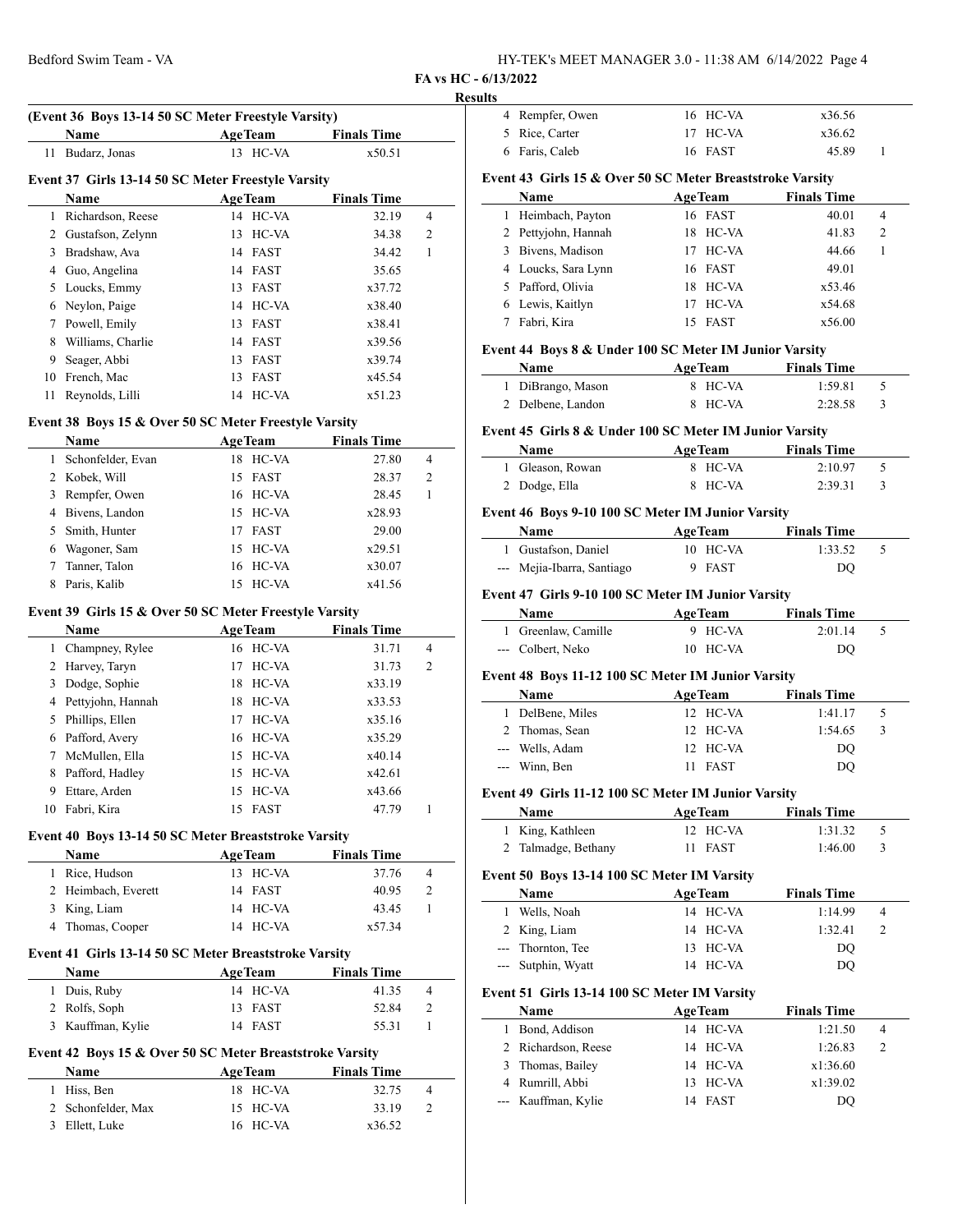**FA vs HC - 6/13/2022**

**Results**

**(Event 36 Boys 13-14 50 SC Meter Freestyle Varsity)**

| | Name | Age | Team | Finals Time | |
|---|---|---|---|---|---|
| 11 | Budarz, Jonas | 13 | HC-VA | x50.51 | |

**Event 37 Girls 13-14 50 SC Meter Freestyle Varsity**

| | Name | Age | Team | Finals Time | |
|---|---|---|---|---|---|
| 1 | Richardson, Reese | 14 | HC-VA | 32.19 | 4 |
| 2 | Gustafson, Zelynn | 13 | HC-VA | 34.38 | 2 |
| 3 | Bradshaw, Ava | 14 | FAST | 34.42 | 1 |
| 4 | Guo, Angelina | 14 | FAST | 35.65 | |
| 5 | Loucks, Emmy | 13 | FAST | x37.72 | |
| 6 | Neylon, Paige | 14 | HC-VA | x38.40 | |
| 7 | Powell, Emily | 13 | FAST | x38.41 | |
| 8 | Williams, Charlie | 14 | FAST | x39.56 | |
| 9 | Seager, Abbi | 13 | FAST | x39.74 | |
| 10 | French, Mac | 13 | FAST | x45.54 | |
| 11 | Reynolds, Lilli | 14 | HC-VA | x51.23 | |

**Event 38 Boys 15 & Over 50 SC Meter Freestyle Varsity**

| | Name | Age | Team | Finals Time | |
|---|---|---|---|---|---|
| 1 | Schonfelder, Evan | 18 | HC-VA | 27.80 | 4 |
| 2 | Kobek, Will | 15 | FAST | 28.37 | 2 |
| 3 | Rempfer, Owen | 16 | HC-VA | 28.45 | 1 |
| 4 | Bivens, Landon | 15 | HC-VA | x28.93 | |
| 5 | Smith, Hunter | 17 | FAST | 29.00 | |
| 6 | Wagoner, Sam | 15 | HC-VA | x29.51 | |
| 7 | Tanner, Talon | 16 | HC-VA | x30.07 | |
| 8 | Paris, Kalib | 15 | HC-VA | x41.56 | |

**Event 39 Girls 15 & Over 50 SC Meter Freestyle Varsity**

| | Name | Age | Team | Finals Time | |
|---|---|---|---|---|---|
| 1 | Champney, Rylee | 16 | HC-VA | 31.71 | 4 |
| 2 | Harvey, Taryn | 17 | HC-VA | 31.73 | 2 |
| 3 | Dodge, Sophie | 18 | HC-VA | x33.19 | |
| 4 | Pettyjohn, Hannah | 18 | HC-VA | x33.53 | |
| 5 | Phillips, Ellen | 17 | HC-VA | x35.16 | |
| 6 | Pafford, Avery | 16 | HC-VA | x35.29 | |
| 7 | McMullen, Ella | 15 | HC-VA | x40.14 | |
| 8 | Pafford, Hadley | 15 | HC-VA | x42.61 | |
| 9 | Ettare, Arden | 15 | HC-VA | x43.66 | |
| 10 | Fabri, Kira | 15 | FAST | 47.79 | 1 |

**Event 40 Boys 13-14 50 SC Meter Breaststroke Varsity**

| | Name | Age | Team | Finals Time | |
|---|---|---|---|---|---|
| 1 | Rice, Hudson | 13 | HC-VA | 37.76 | 4 |
| 2 | Heimbach, Everett | 14 | FAST | 40.95 | 2 |
| 3 | King, Liam | 14 | HC-VA | 43.45 | 1 |
| 4 | Thomas, Cooper | 14 | HC-VA | x57.34 | |

**Event 41 Girls 13-14 50 SC Meter Breaststroke Varsity**

| | Name | Age | Team | Finals Time | |
|---|---|---|---|---|---|
| 1 | Duis, Ruby | 14 | HC-VA | 41.35 | 4 |
| 2 | Rolfs, Soph | 13 | FAST | 52.84 | 2 |
| 3 | Kauffman, Kylie | 14 | FAST | 55.31 | 1 |

**Event 42 Boys 15 & Over 50 SC Meter Breaststroke Varsity**

| | Name | Age | Team | Finals Time | |
|---|---|---|---|---|---|
| 1 | Hiss, Ben | 18 | HC-VA | 32.75 | 4 |
| 2 | Schonfelder, Max | 15 | HC-VA | 33.19 | 2 |
| 3 | Ellett, Luke | 16 | HC-VA | x36.52 | |
| 4 | Rempfer, Owen | 16 | HC-VA | x36.56 | |
| 5 | Rice, Carter | 17 | HC-VA | x36.62 | |
| 6 | Faris, Caleb | 16 | FAST | 45.89 | 1 |

**Event 43 Girls 15 & Over 50 SC Meter Breaststroke Varsity**

| | Name | Age | Team | Finals Time | |
|---|---|---|---|---|---|
| 1 | Heimbach, Payton | 16 | FAST | 40.01 | 4 |
| 2 | Pettyjohn, Hannah | 18 | HC-VA | 41.83 | 2 |
| 3 | Bivens, Madison | 17 | HC-VA | 44.66 | 1 |
| 4 | Loucks, Sara Lynn | 16 | FAST | 49.01 | |
| 5 | Pafford, Olivia | 18 | HC-VA | x53.46 | |
| 6 | Lewis, Kaitlyn | 17 | HC-VA | x54.68 | |
| 7 | Fabri, Kira | 15 | FAST | x56.00 | |

**Event 44 Boys 8 & Under 100 SC Meter IM Junior Varsity**

| | Name | Age | Team | Finals Time | |
|---|---|---|---|---|---|
| 1 | DiBrango, Mason | 8 | HC-VA | 1:59.81 | 5 |
| 2 | Delbene, Landon | 8 | HC-VA | 2:28.58 | 3 |

**Event 45 Girls 8 & Under 100 SC Meter IM Junior Varsity**

| | Name | Age | Team | Finals Time | |
|---|---|---|---|---|---|
| 1 | Gleason, Rowan | 8 | HC-VA | 2:10.97 | 5 |
| 2 | Dodge, Ella | 8 | HC-VA | 2:39.31 | 3 |

**Event 46 Boys 9-10 100 SC Meter IM Junior Varsity**

| | Name | Age | Team | Finals Time | |
|---|---|---|---|---|---|
| 1 | Gustafson, Daniel | 10 | HC-VA | 1:33.52 | 5 |
| --- | Mejia-Ibarra, Santiago | 9 | FAST | DQ | |

**Event 47 Girls 9-10 100 SC Meter IM Junior Varsity**

| | Name | Age | Team | Finals Time | |
|---|---|---|---|---|---|
| 1 | Greenlaw, Camille | 9 | HC-VA | 2:01.14 | 5 |
| --- | Colbert, Neko | 10 | HC-VA | DQ | |

**Event 48 Boys 11-12 100 SC Meter IM Junior Varsity**

| | Name | Age | Team | Finals Time | |
|---|---|---|---|---|---|
| 1 | DelBene, Miles | 12 | HC-VA | 1:41.17 | 5 |
| 2 | Thomas, Sean | 12 | HC-VA | 1:54.65 | 3 |
| --- | Wells, Adam | 12 | HC-VA | DQ | |
| --- | Winn, Ben | 11 | FAST | DQ | |

**Event 49 Girls 11-12 100 SC Meter IM Junior Varsity**

| | Name | Age | Team | Finals Time | |
|---|---|---|---|---|---|
| 1 | King, Kathleen | 12 | HC-VA | 1:31.32 | 5 |
| 2 | Talmadge, Bethany | 11 | FAST | 1:46.00 | 3 |

**Event 50 Boys 13-14 100 SC Meter IM Varsity**

| | Name | Age | Team | Finals Time | |
|---|---|---|---|---|---|
| 1 | Wells, Noah | 14 | HC-VA | 1:14.99 | 4 |
| 2 | King, Liam | 14 | HC-VA | 1:32.41 | 2 |
| --- | Thornton, Tee | 13 | HC-VA | DQ | |
| --- | Sutphin, Wyatt | 14 | HC-VA | DQ | |

**Event 51 Girls 13-14 100 SC Meter IM Varsity**

| | Name | Age | Team | Finals Time | |
|---|---|---|---|---|---|
| 1 | Bond, Addison | 14 | HC-VA | 1:21.50 | 4 |
| 2 | Richardson, Reese | 14 | HC-VA | 1:26.83 | 2 |
| 3 | Thomas, Bailey | 14 | HC-VA | x1:36.60 | |
| 4 | Rumrill, Abbi | 13 | HC-VA | x1:39.02 | |
| --- | Kauffman, Kylie | 14 | FAST | DQ | |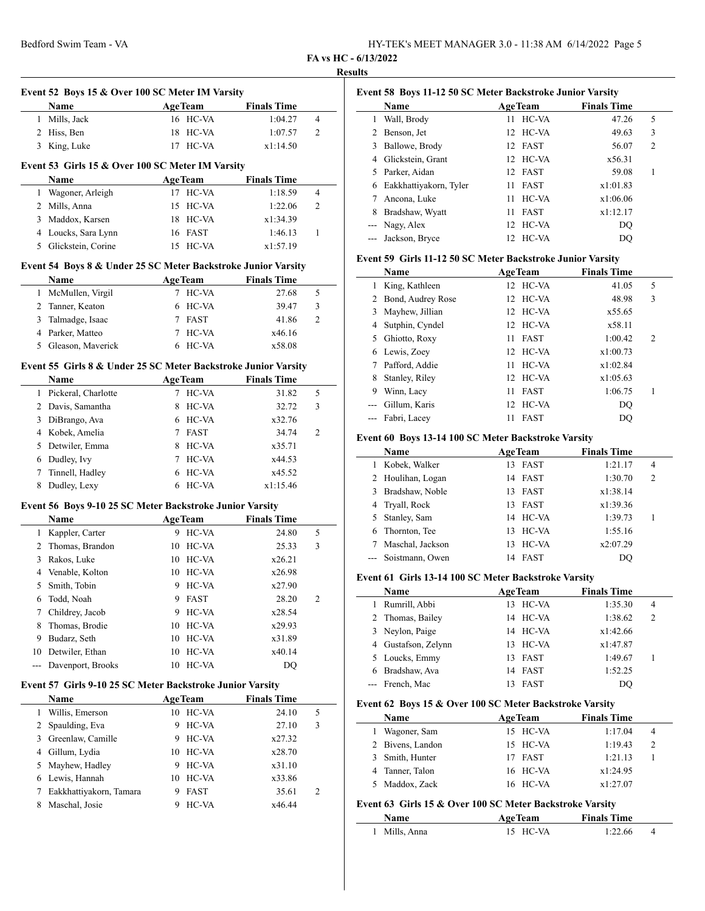**FA vs HC - 6/13/2022**

**Results**

### Event 52 Boys 15 & Over 100 SC Meter IM Varsity

| | Name | Age | Team | Finals Time | |
|---|---|---|---|---|---|
| 1 | Mills, Jack | 16 | HC-VA | 1:04.27 | 4 |
| 2 | Hiss, Ben | 18 | HC-VA | 1:07.57 | 2 |
| 3 | King, Luke | 17 | HC-VA | x1:14.50 | |

### Event 53 Girls 15 & Over 100 SC Meter IM Varsity

| | Name | Age | Team | Finals Time | |
|---|---|---|---|---|---|
| 1 | Wagoner, Arleigh | 17 | HC-VA | 1:18.59 | 4 |
| 2 | Mills, Anna | 15 | HC-VA | 1:22.06 | 2 |
| 3 | Maddox, Karsen | 18 | HC-VA | x1:34.39 | |
| 4 | Loucks, Sara Lynn | 16 | FAST | 1:46.13 | 1 |
| 5 | Glickstein, Corine | 15 | HC-VA | x1:57.19 | |

### Event 54 Boys 8 & Under 25 SC Meter Backstroke Junior Varsity

| | Name | Age | Team | Finals Time | |
|---|---|---|---|---|---|
| 1 | McMullen, Virgil | 7 | HC-VA | 27.68 | 5 |
| 2 | Tanner, Keaton | 6 | HC-VA | 39.47 | 3 |
| 3 | Talmadge, Isaac | 7 | FAST | 41.86 | 2 |
| 4 | Parker, Matteo | 7 | HC-VA | x46.16 | |
| 5 | Gleason, Maverick | 6 | HC-VA | x58.08 | |

### Event 55 Girls 8 & Under 25 SC Meter Backstroke Junior Varsity

| | Name | Age | Team | Finals Time | |
|---|---|---|---|---|---|
| 1 | Pickeral, Charlotte | 7 | HC-VA | 31.82 | 5 |
| 2 | Davis, Samantha | 8 | HC-VA | 32.72 | 3 |
| 3 | DiBrango, Ava | 6 | HC-VA | x32.76 | |
| 4 | Kobek, Amelia | 7 | FAST | 34.74 | 2 |
| 5 | Detwiler, Emma | 8 | HC-VA | x35.71 | |
| 6 | Dudley, Ivy | 7 | HC-VA | x44.53 | |
| 7 | Tinnell, Hadley | 6 | HC-VA | x45.52 | |
| 8 | Dudley, Lexy | 6 | HC-VA | x1:15.46 | |

### Event 56 Boys 9-10 25 SC Meter Backstroke Junior Varsity

| | Name | Age | Team | Finals Time | |
|---|---|---|---|---|---|
| 1 | Kappler, Carter | 9 | HC-VA | 24.80 | 5 |
| 2 | Thomas, Brandon | 10 | HC-VA | 25.33 | 3 |
| 3 | Rakos, Luke | 10 | HC-VA | x26.21 | |
| 4 | Venable, Kolton | 10 | HC-VA | x26.98 | |
| 5 | Smith, Tobin | 9 | HC-VA | x27.90 | |
| 6 | Todd, Noah | 9 | FAST | 28.20 | 2 |
| 7 | Childrey, Jacob | 9 | HC-VA | x28.54 | |
| 8 | Thomas, Brodie | 10 | HC-VA | x29.93 | |
| 9 | Budarz, Seth | 10 | HC-VA | x31.89 | |
| 10 | Detwiler, Ethan | 10 | HC-VA | x40.14 | |
| --- | Davenport, Brooks | 10 | HC-VA | DQ | |

### Event 57 Girls 9-10 25 SC Meter Backstroke Junior Varsity

| | Name | Age | Team | Finals Time | |
|---|---|---|---|---|---|
| 1 | Willis, Emerson | 10 | HC-VA | 24.10 | 5 |
| 2 | Spaulding, Eva | 9 | HC-VA | 27.10 | 3 |
| 3 | Greenlaw, Camille | 9 | HC-VA | x27.32 | |
| 4 | Gillum, Lydia | 10 | HC-VA | x28.70 | |
| 5 | Mayhew, Hadley | 9 | HC-VA | x31.10 | |
| 6 | Lewis, Hannah | 10 | HC-VA | x33.86 | |
| 7 | Eakkhattiyakorn, Tamara | 9 | FAST | 35.61 | 2 |
| 8 | Maschal, Josie | 9 | HC-VA | x46.44 | |

### Event 58 Boys 11-12 50 SC Meter Backstroke Junior Varsity

| | Name | Age | Team | Finals Time | |
|---|---|---|---|---|---|
| 1 | Wall, Brody | 11 | HC-VA | 47.26 | 5 |
| 2 | Benson, Jet | 12 | HC-VA | 49.63 | 3 |
| 3 | Ballowe, Brody | 12 | FAST | 56.07 | 2 |
| 4 | Glickstein, Grant | 12 | HC-VA | x56.31 | |
| 5 | Parker, Aidan | 12 | FAST | 59.08 | 1 |
| 6 | Eakkhattiyakorn, Tyler | 11 | FAST | x1:01.83 | |
| 7 | Ancona, Luke | 11 | HC-VA | x1:06.06 | |
| 8 | Bradshaw, Wyatt | 11 | FAST | x1:12.17 | |
| --- | Nagy, Alex | 12 | HC-VA | DQ | |
| --- | Jackson, Bryce | 12 | HC-VA | DQ | |

### Event 59 Girls 11-12 50 SC Meter Backstroke Junior Varsity

| | Name | Age | Team | Finals Time | |
|---|---|---|---|---|---|
| 1 | King, Kathleen | 12 | HC-VA | 41.05 | 5 |
| 2 | Bond, Audrey Rose | 12 | HC-VA | 48.98 | 3 |
| 3 | Mayhew, Jillian | 12 | HC-VA | x55.65 | |
| 4 | Sutphin, Cyndel | 12 | HC-VA | x58.11 | |
| 5 | Ghiotto, Roxy | 11 | FAST | 1:00.42 | 2 |
| 6 | Lewis, Zoey | 12 | HC-VA | x1:00.73 | |
| 7 | Pafford, Addie | 11 | HC-VA | x1:02.84 | |
| 8 | Stanley, Riley | 12 | HC-VA | x1:05.63 | |
| 9 | Winn, Lacy | 11 | FAST | 1:06.75 | 1 |
| --- | Gillum, Karis | 12 | HC-VA | DQ | |
| --- | Fabri, Lacey | 11 | FAST | DQ | |

### Event 60 Boys 13-14 100 SC Meter Backstroke Varsity

| | Name | Age | Team | Finals Time | |
|---|---|---|---|---|---|
| 1 | Kobek, Walker | 13 | FAST | 1:21.17 | 4 |
| 2 | Houlihan, Logan | 14 | FAST | 1:30.70 | 2 |
| 3 | Bradshaw, Noble | 13 | FAST | x1:38.14 | |
| 4 | Tryall, Rock | 13 | FAST | x1:39.36 | |
| 5 | Stanley, Sam | 14 | HC-VA | 1:39.73 | 1 |
| 6 | Thornton, Tee | 13 | HC-VA | 1:55.16 | |
| 7 | Maschal, Jackson | 13 | HC-VA | x2:07.29 | |
| --- | Soistmann, Owen | 14 | FAST | DQ | |

### Event 61 Girls 13-14 100 SC Meter Backstroke Varsity

| | Name | Age | Team | Finals Time | |
|---|---|---|---|---|---|
| 1 | Rumrill, Abbi | 13 | HC-VA | 1:35.30 | 4 |
| 2 | Thomas, Bailey | 14 | HC-VA | 1:38.62 | 2 |
| 3 | Neylon, Paige | 14 | HC-VA | x1:42.66 | |
| 4 | Gustafson, Zelynn | 13 | HC-VA | x1:47.87 | |
| 5 | Loucks, Emmy | 13 | FAST | 1:49.67 | 1 |
| 6 | Bradshaw, Ava | 14 | FAST | 1:52.25 | |
| --- | French, Mac | 13 | FAST | DQ | |

### Event 62 Boys 15 & Over 100 SC Meter Backstroke Varsity

| | Name | Age | Team | Finals Time | |
|---|---|---|---|---|---|
| 1 | Wagoner, Sam | 15 | HC-VA | 1:17.04 | 4 |
| 2 | Bivens, Landon | 15 | HC-VA | 1:19.43 | 2 |
| 3 | Smith, Hunter | 17 | FAST | 1:21.13 | 1 |
| 4 | Tanner, Talon | 16 | HC-VA | x1:24.95 | |
| 5 | Maddox, Zack | 16 | HC-VA | x1:27.07 | |

### Event 63 Girls 15 & Over 100 SC Meter Backstroke Varsity

| | Name | Age | Team | Finals Time | |
|---|---|---|---|---|---|
| 1 | Mills, Anna | 15 | HC-VA | 1:22.66 | 4 |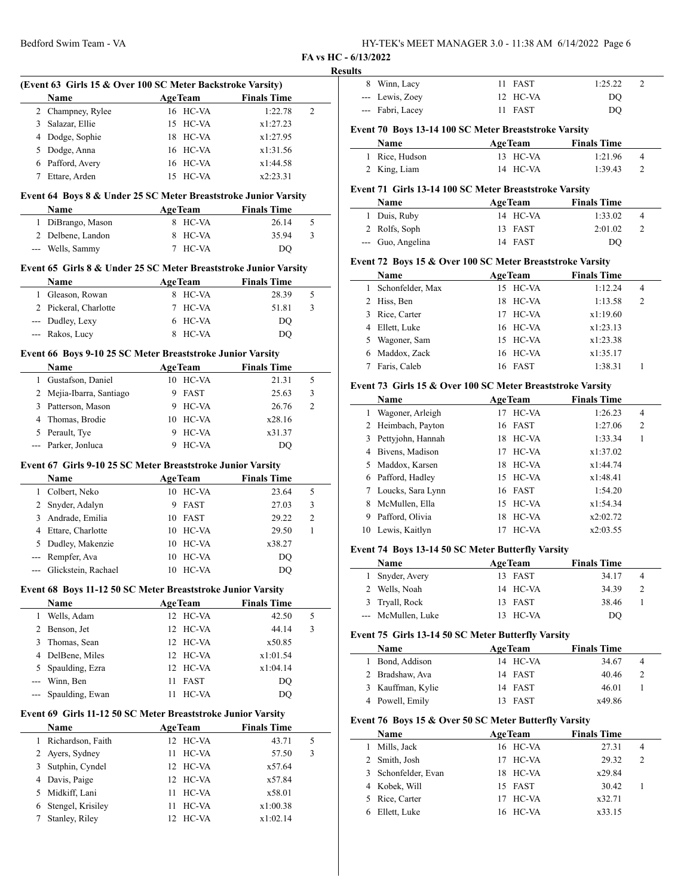**FA vs HC - 6/13/2022**

**Results**

### (Event 63 Girls 15 & Over 100 SC Meter Backstroke Varsity)

| | Name | Age | Team | Finals Time | |
|---|---|---|---|---|---|
| 2 | Champney, Rylee | 16 | HC-VA | 1:22.78 | 2 |
| 3 | Salazar, Ellie | 15 | HC-VA | x1:27.23 | |
| 4 | Dodge, Sophie | 18 | HC-VA | x1:27.95 | |
| 5 | Dodge, Anna | 16 | HC-VA | x1:31.56 | |
| 6 | Pafford, Avery | 16 | HC-VA | x1:44.58 | |
| 7 | Ettare, Arden | 15 | HC-VA | x2:23.31 | |

### Event 64 Boys 8 & Under 25 SC Meter Breaststroke Junior Varsity

| | Name | Age | Team | Finals Time | |
|---|---|---|---|---|---|
| 1 | DiBrango, Mason | 8 | HC-VA | 26.14 | 5 |
| 2 | Delbene, Landon | 8 | HC-VA | 35.94 | 3 |
| --- | Wells, Sammy | 7 | HC-VA | DQ | |

### Event 65 Girls 8 & Under 25 SC Meter Breaststroke Junior Varsity

| | Name | Age | Team | Finals Time | |
|---|---|---|---|---|---|
| 1 | Gleason, Rowan | 8 | HC-VA | 28.39 | 5 |
| 2 | Pickeral, Charlotte | 7 | HC-VA | 51.81 | 3 |
| --- | Dudley, Lexy | 6 | HC-VA | DQ | |
| --- | Rakos, Lucy | 8 | HC-VA | DQ | |

### Event 66 Boys 9-10 25 SC Meter Breaststroke Junior Varsity

| | Name | Age | Team | Finals Time | |
|---|---|---|---|---|---|
| 1 | Gustafson, Daniel | 10 | HC-VA | 21.31 | 5 |
| 2 | Mejia-Ibarra, Santiago | 9 | FAST | 25.63 | 3 |
| 3 | Patterson, Mason | 9 | HC-VA | 26.76 | 2 |
| 4 | Thomas, Brodie | 10 | HC-VA | x28.16 | |
| 5 | Perault, Tye | 9 | HC-VA | x31.37 | |
| --- | Parker, Jonluca | 9 | HC-VA | DQ | |

### Event 67 Girls 9-10 25 SC Meter Breaststroke Junior Varsity

| | Name | Age | Team | Finals Time | |
|---|---|---|---|---|---|
| 1 | Colbert, Neko | 10 | HC-VA | 23.64 | 5 |
| 2 | Snyder, Adalyn | 9 | FAST | 27.03 | 3 |
| 3 | Andrade, Emilia | 10 | FAST | 29.22 | 2 |
| 4 | Ettare, Charlotte | 10 | HC-VA | 29.50 | 1 |
| 5 | Dudley, Makenzie | 10 | HC-VA | x38.27 | |
| --- | Rempfer, Ava | 10 | HC-VA | DQ | |
| --- | Glickstein, Rachael | 10 | HC-VA | DQ | |

### Event 68 Boys 11-12 50 SC Meter Breaststroke Junior Varsity

| | Name | Age | Team | Finals Time | |
|---|---|---|---|---|---|
| 1 | Wells, Adam | 12 | HC-VA | 42.50 | 5 |
| 2 | Benson, Jet | 12 | HC-VA | 44.14 | 3 |
| 3 | Thomas, Sean | 12 | HC-VA | x50.85 | |
| 4 | DelBene, Miles | 12 | HC-VA | x1:01.54 | |
| 5 | Spaulding, Ezra | 12 | HC-VA | x1:04.14 | |
| --- | Winn, Ben | 11 | FAST | DQ | |
| --- | Spaulding, Ewan | 11 | HC-VA | DQ | |

### Event 69 Girls 11-12 50 SC Meter Breaststroke Junior Varsity

| | Name | Age | Team | Finals Time | |
|---|---|---|---|---|---|
| 1 | Richardson, Faith | 12 | HC-VA | 43.71 | 5 |
| 2 | Ayers, Sydney | 11 | HC-VA | 57.50 | 3 |
| 3 | Sutphin, Cyndel | 12 | HC-VA | x57.64 | |
| 4 | Davis, Paige | 12 | HC-VA | x57.84 | |
| 5 | Midkiff, Lani | 11 | HC-VA | x58.01 | |
| 6 | Stengel, Krisiley | 11 | HC-VA | x1:00.38 | |
| 7 | Stanley, Riley | 12 | HC-VA | x1:02.14 | |
| 8 | Winn, Lacy | 11 | FAST | 1:25.22 | 2 |
| --- | Lewis, Zoey | 12 | HC-VA | DQ | |
| --- | Fabri, Lacey | 11 | FAST | DQ | |

### Event 70 Boys 13-14 100 SC Meter Breaststroke Varsity

| | Name | Age | Team | Finals Time | |
|---|---|---|---|---|---|
| 1 | Rice, Hudson | 13 | HC-VA | 1:21.96 | 4 |
| 2 | King, Liam | 14 | HC-VA | 1:39.43 | 2 |

### Event 71 Girls 13-14 100 SC Meter Breaststroke Varsity

| | Name | Age | Team | Finals Time | |
|---|---|---|---|---|---|
| 1 | Duis, Ruby | 14 | HC-VA | 1:33.02 | 4 |
| 2 | Rolfs, Soph | 13 | FAST | 2:01.02 | 2 |
| --- | Guo, Angelina | 14 | FAST | DQ | |

### Event 72 Boys 15 & Over 100 SC Meter Breaststroke Varsity

| | Name | Age | Team | Finals Time | |
|---|---|---|---|---|---|
| 1 | Schonfelder, Max | 15 | HC-VA | 1:12.24 | 4 |
| 2 | Hiss, Ben | 18 | HC-VA | 1:13.58 | 2 |
| 3 | Rice, Carter | 17 | HC-VA | x1:19.60 | |
| 4 | Ellett, Luke | 16 | HC-VA | x1:23.13 | |
| 5 | Wagoner, Sam | 15 | HC-VA | x1:23.38 | |
| 6 | Maddox, Zack | 16 | HC-VA | x1:35.17 | |
| 7 | Faris, Caleb | 16 | FAST | 1:38.31 | 1 |

### Event 73 Girls 15 & Over 100 SC Meter Breaststroke Varsity

| | Name | Age | Team | Finals Time | |
|---|---|---|---|---|---|
| 1 | Wagoner, Arleigh | 17 | HC-VA | 1:26.23 | 4 |
| 2 | Heimbach, Payton | 16 | FAST | 1:27.06 | 2 |
| 3 | Pettyjohn, Hannah | 18 | HC-VA | 1:33.34 | 1 |
| 4 | Bivens, Madison | 17 | HC-VA | x1:37.02 | |
| 5 | Maddox, Karsen | 18 | HC-VA | x1:44.74 | |
| 6 | Pafford, Hadley | 15 | HC-VA | x1:48.41 | |
| 7 | Loucks, Sara Lynn | 16 | FAST | 1:54.20 | |
| 8 | McMullen, Ella | 15 | HC-VA | x1:54.34 | |
| 9 | Pafford, Olivia | 18 | HC-VA | x2:02.72 | |
| 10 | Lewis, Kaitlyn | 17 | HC-VA | x2:03.55 | |

### Event 74 Boys 13-14 50 SC Meter Butterfly Varsity

| | Name | Age | Team | Finals Time | |
|---|---|---|---|---|---|
| 1 | Snyder, Avery | 13 | FAST | 34.17 | 4 |
| 2 | Wells, Noah | 14 | HC-VA | 34.39 | 2 |
| 3 | Tryall, Rock | 13 | FAST | 38.46 | 1 |
| --- | McMullen, Luke | 13 | HC-VA | DQ | |

### Event 75 Girls 13-14 50 SC Meter Butterfly Varsity

| | Name | Age | Team | Finals Time | |
|---|---|---|---|---|---|
| 1 | Bond, Addison | 14 | HC-VA | 34.67 | 4 |
| 2 | Bradshaw, Ava | 14 | FAST | 40.46 | 2 |
| 3 | Kauffman, Kylie | 14 | FAST | 46.01 | 1 |
| 4 | Powell, Emily | 13 | FAST | x49.86 | |

### Event 76 Boys 15 & Over 50 SC Meter Butterfly Varsity

| | Name | Age | Team | Finals Time | |
|---|---|---|---|---|---|
| 1 | Mills, Jack | 16 | HC-VA | 27.31 | 4 |
| 2 | Smith, Josh | 17 | HC-VA | 29.32 | 2 |
| 3 | Schonfelder, Evan | 18 | HC-VA | x29.84 | |
| 4 | Kobek, Will | 15 | FAST | 30.42 | 1 |
| 5 | Rice, Carter | 17 | HC-VA | x32.71 | |
| 6 | Ellett, Luke | 16 | HC-VA | x33.15 | |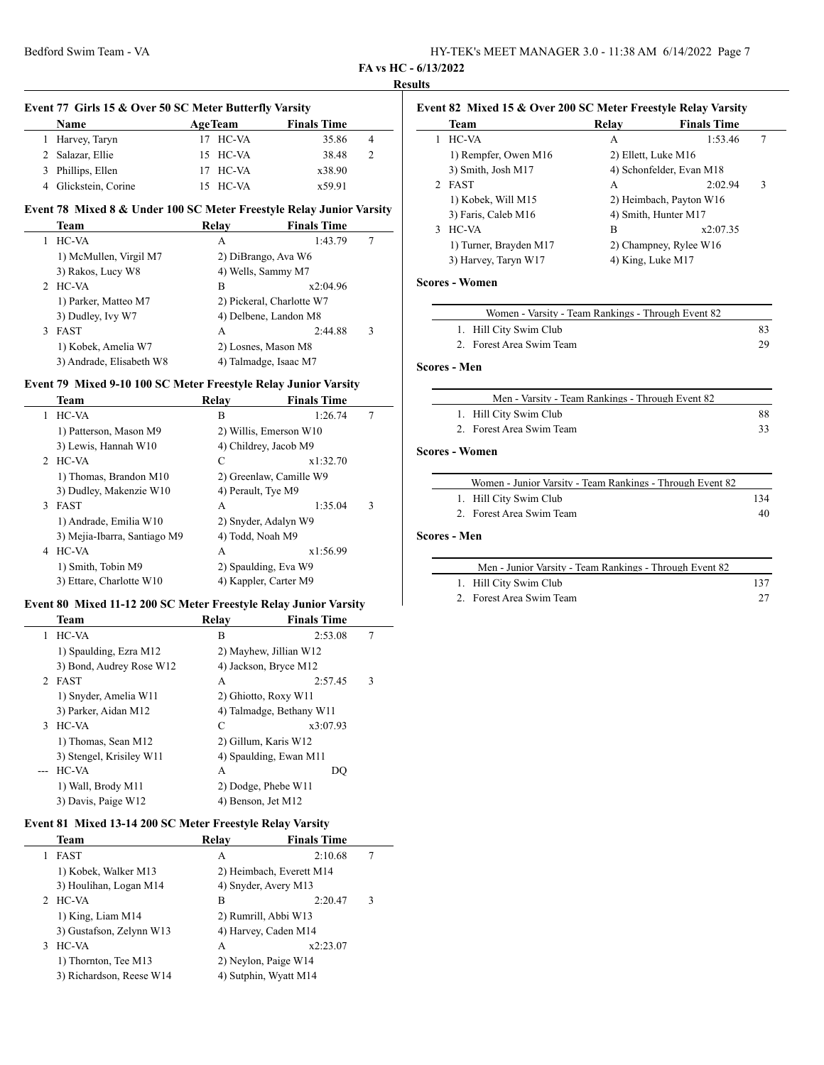FA vs HC - 6/13/2022

Results

### Event 77 Girls 15 & Over 50 SC Meter Butterfly Varsity

| | Name | Age | Team | Finals Time | |
|---|---|---|---|---|---|
| 1 | Harvey, Taryn | 17 | HC-VA | 35.86 | 4 |
| 2 | Salazar, Ellie | 15 | HC-VA | 38.48 | 2 |
| 3 | Phillips, Ellen | 17 | HC-VA | x38.90 | |
| 4 | Glickstein, Corine | 15 | HC-VA | x59.91 | |

### Event 78 Mixed 8 & Under 100 SC Meter Freestyle Relay Junior Varsity

| | Team | Relay | Finals Time | |
|---|---|---|---|---|
| 1 | HC-VA | A | 1:43.79 | 7 |
| | 1) McMullen, Virgil M7 | 2) DiBrango, Ava W6 | | |
| | 3) Rakos, Lucy W8 | 4) Wells, Sammy M7 | | |
| 2 | HC-VA | B | x2:04.96 | |
| | 1) Parker, Matteo M7 | 2) Pickeral, Charlotte W7 | | |
| | 3) Dudley, Ivy W7 | 4) Delbene, Landon M8 | | |
| 3 | FAST | A | 2:44.88 | 3 |
| | 1) Kobek, Amelia W7 | 2) Losnes, Mason M8 | | |
| | 3) Andrade, Elisabeth W8 | 4) Talmadge, Isaac M7 | | |

### Event 79 Mixed 9-10 100 SC Meter Freestyle Relay Junior Varsity

| | Team | Relay | Finals Time | |
|---|---|---|---|---|
| 1 | HC-VA | B | 1:26.74 | 7 |
| | 1) Patterson, Mason M9 | 2) Willis, Emerson W10 | | |
| | 3) Lewis, Hannah W10 | 4) Childrey, Jacob M9 | | |
| 2 | HC-VA | C | x1:32.70 | |
| | 1) Thomas, Brandon M10 | 2) Greenlaw, Camille W9 | | |
| | 3) Dudley, Makenzie W10 | 4) Perault, Tye M9 | | |
| 3 | FAST | A | 1:35.04 | 3 |
| | 1) Andrade, Emilia W10 | 2) Snyder, Adalyn W9 | | |
| | 3) Mejia-Ibarra, Santiago M9 | 4) Todd, Noah M9 | | |
| 4 | HC-VA | A | x1:56.99 | |
| | 1) Smith, Tobin M9 | 2) Spaulding, Eva W9 | | |
| | 3) Ettare, Charlotte W10 | 4) Kappler, Carter M9 | | |

### Event 80 Mixed 11-12 200 SC Meter Freestyle Relay Junior Varsity

| | Team | Relay | Finals Time | |
|---|---|---|---|---|
| 1 | HC-VA | B | 2:53.08 | 7 |
| | 1) Spaulding, Ezra M12 | 2) Mayhew, Jillian W12 | | |
| | 3) Bond, Audrey Rose W12 | 4) Jackson, Bryce M12 | | |
| 2 | FAST | A | 2:57.45 | 3 |
| | 1) Snyder, Amelia W11 | 2) Ghiotto, Roxy W11 | | |
| | 3) Parker, Aidan M12 | 4) Talmadge, Bethany W11 | | |
| 3 | HC-VA | C | x3:07.93 | |
| | 1) Thomas, Sean M12 | 2) Gillum, Karis W12 | | |
| | 3) Stengel, Krisiley W11 | 4) Spaulding, Ewan M11 | | |
| --- | HC-VA | A | DQ | |
| | 1) Wall, Brody M11 | 2) Dodge, Phebe W11 | | |
| | 3) Davis, Paige W12 | 4) Benson, Jet M12 | | |

### Event 81 Mixed 13-14 200 SC Meter Freestyle Relay Varsity

| | Team | Relay | Finals Time | |
|---|---|---|---|---|
| 1 | FAST | A | 2:10.68 | 7 |
| | 1) Kobek, Walker M13 | 2) Heimbach, Everett M14 | | |
| | 3) Houlihan, Logan M14 | 4) Snyder, Avery M13 | | |
| 2 | HC-VA | B | 2:20.47 | 3 |
| | 1) King, Liam M14 | 2) Rumrill, Abbi W13 | | |
| | 3) Gustafson, Zelynn W13 | 4) Harvey, Caden M14 | | |
| 3 | HC-VA | A | x2:23.07 | |
| | 1) Thornton, Tee M13 | 2) Neylon, Paige W14 | | |
| | 3) Richardson, Reese W14 | 4) Sutphin, Wyatt M14 | | |

### Event 82 Mixed 15 & Over 200 SC Meter Freestyle Relay Varsity

| | Team | Relay | Finals Time | |
|---|---|---|---|---|
| 1 | HC-VA | A | 1:53.46 | 7 |
| | 1) Rempfer, Owen M16 | 2) Ellett, Luke M16 | | |
| | 3) Smith, Josh M17 | 4) Schonfelder, Evan M18 | | |
| 2 | FAST | A | 2:02.94 | 3 |
| | 1) Kobek, Will M15 | 2) Heimbach, Payton W16 | | |
| | 3) Faris, Caleb M16 | 4) Smith, Hunter M17 | | |
| 3 | HC-VA | B | x2:07.35 | |
| | 1) Turner, Brayden M17 | 2) Champney, Rylee W16 | | |
| | 3) Harvey, Taryn W17 | 4) King, Luke M17 | | |

### Scores - Women

| Women - Varsity - Team Rankings - Through Event 82 | |
|---|---|
| 1. Hill City Swim Club | 83 |
| 2. Forest Area Swim Team | 29 |

### Scores - Men

| Men - Varsity - Team Rankings - Through Event 82 | |
|---|---|
| 1. Hill City Swim Club | 88 |
| 2. Forest Area Swim Team | 33 |

### Scores - Women

| Women - Junior Varsity - Team Rankings - Through Event 82 | |
|---|---|
| 1. Hill City Swim Club | 134 |
| 2. Forest Area Swim Team | 40 |

### Scores - Men

| Men - Junior Varsity - Team Rankings - Through Event 82 | |
|---|---|
| 1. Hill City Swim Club | 137 |
| 2. Forest Area Swim Team | 27 |